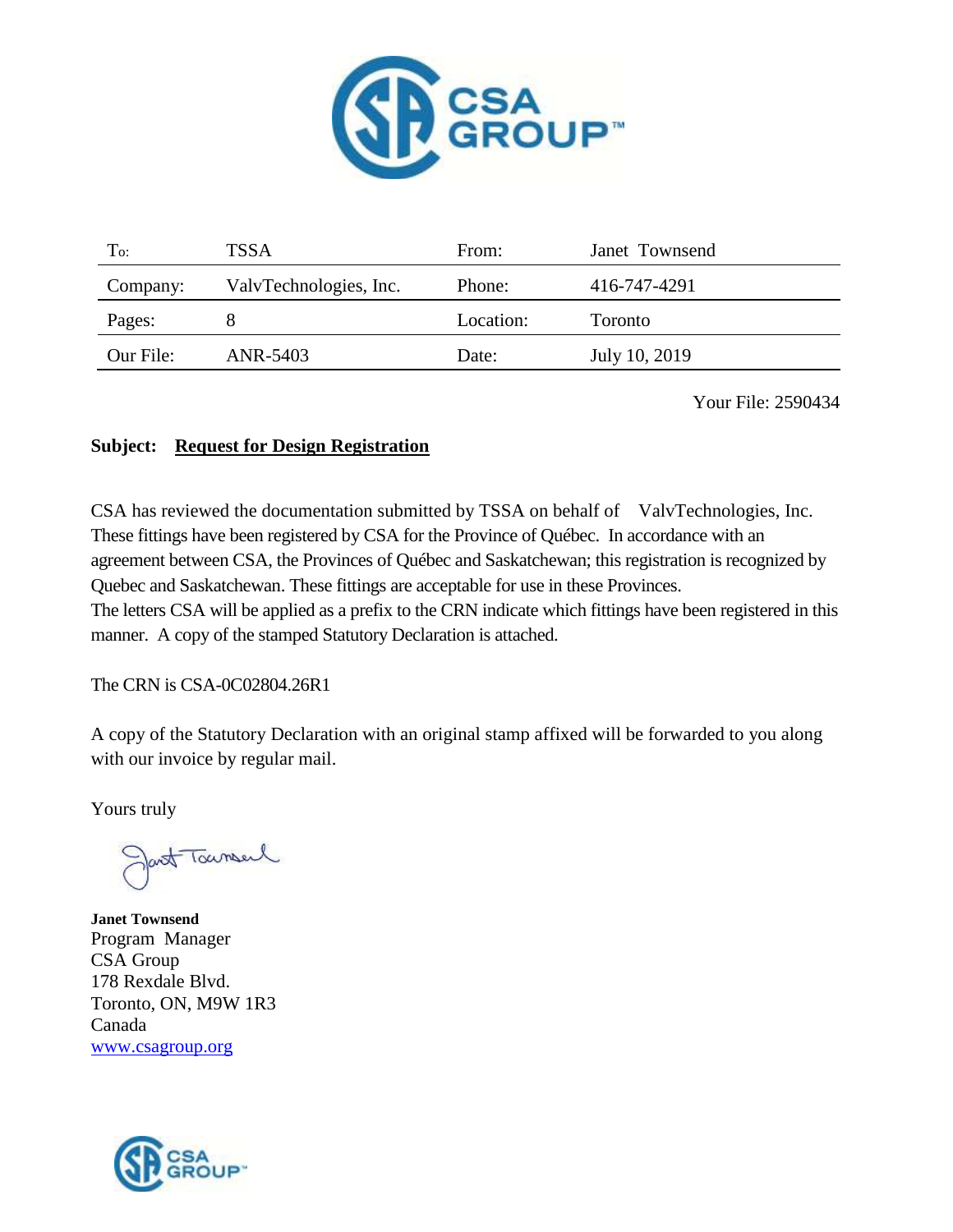| To: | TSSA | From: | Janet Townsend |
| --- | --- | --- | --- |
| Company: | ValvTechnologies, Inc. | Phone: | 416-747-4291 |
| Pages: | 8 | Location: | Toronto |
| Our File: | ANR-5403 | Date: | July 10, 2019 |

Your File: 2590434

**Subject:** **Request for Design Registration**

CSA has reviewed the documentation submitted by TSSA on behalf of ValvTechnologies, Inc. These fittings have been registered by CSA for the Province of Québec. In accordance with an agreement between CSA, the Provinces of Québec and Saskatchewan; this registration is recognized by Quebec and Saskatchewan. These fittings are acceptable for use in these Provinces. The letters CSA will be applied as a prefix to the CRN indicate which fittings have been registered in this manner. A copy of the stamped Statutory Declaration is attached.

The CRN is CSA-0C02804.26R1

A copy of the Statutory Declaration with an original stamp affixed will be forwarded to you along with our invoice by regular mail.

Yours truly

**Janet Townsend**
Program Manager
CSA Group
178 Rexdale Blvd.
Toronto, ON, M9W 1R3
Canada
www.csagroup.org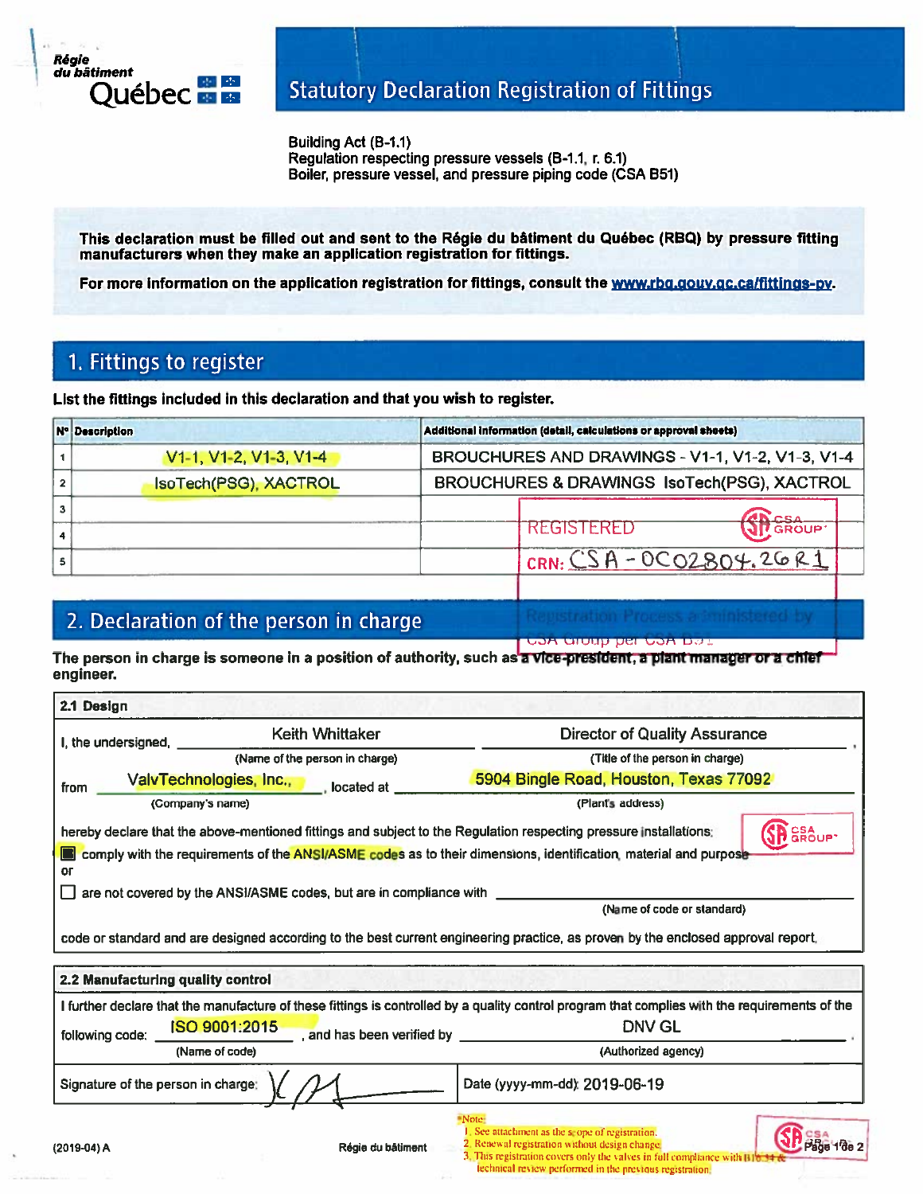Régie du bâtiment Québec

# Statutory Declaration Registration of Fittings

Building Act (B-1.1)
Regulation respecting pressure vessels (B-1.1, r. 6.1)
Boiler, pressure vessel, and pressure piping code (CSA B51)

**This declaration must be filled out and sent to the Régie du bâtiment du Québec (RBQ) by pressure fitting manufacturers when they make an application registration for fittings.**

**For more information on the application registration for fittings, consult the www.rbq.gouv.qc.ca/fittings-pv.**

## 1. Fittings to register

**List the fittings included in this declaration and that you wish to register.**

| N° | Description | Additional information (detail, calculations or approval sheets) |
|---|---|---|
| 1 | V1-1, V1-2, V1-3, V1-4 | BROUCHURES AND DRAWINGS - V1-1, V1-2, V1-3, V1-4 |
| 2 | IsoTech(PSG), XACTROL | BROUCHURES & DRAWINGS IsoTech(PSG), XACTROL |
| 3 | | |
| 4 | | |
| 5 | | |

REGISTERED CSA GROUP
CRN: CSA-0C02804.26R1
Registration Process administered by CSA Group per CSA B51

## 2. Declaration of the person in charge

**The person in charge is someone in a position of authority, such as a vice-president, a plant manager or a chief engineer.**

### 2.1 Design

I, the undersigned, Keith Whittaker (Name of the person in charge), Director of Quality Assurance (Title of the person in charge), from ValvTechnologies, Inc., (Company's name), located at 5904 Bingle Road, Houston, Texas 77092 (Plant's address)

hereby declare that the above-mentioned fittings and subject to the Regulation respecting pressure installations:

- [x] comply with the requirements of the ANSI/ASME codes as to their dimensions, identification, material and purpose

or

- [ ] are not covered by the ANSI/ASME codes, but are in compliance with ________ (Name of code or standard)

code or standard and are designed according to the best current engineering practice, as proven by the enclosed approval report.

### 2.2 Manufacturing quality control

I further declare that the manufacture of these fittings is controlled by a quality control program that complies with the requirements of the following code: ISO 9001:2015 (Name of code), and has been verified by DNV GL (Authorized agency).

Signature of the person in charge: [signature]

Date (yyyy-mm-dd): 2019-06-19

*Note:
1. See attachment as the scope of registration.
2. Renewal registration without design change
3. This registration covers only the valves in full compliance with B16.34 & technical review performed in the previous registration.

(2019-04) A — Régie du bâtiment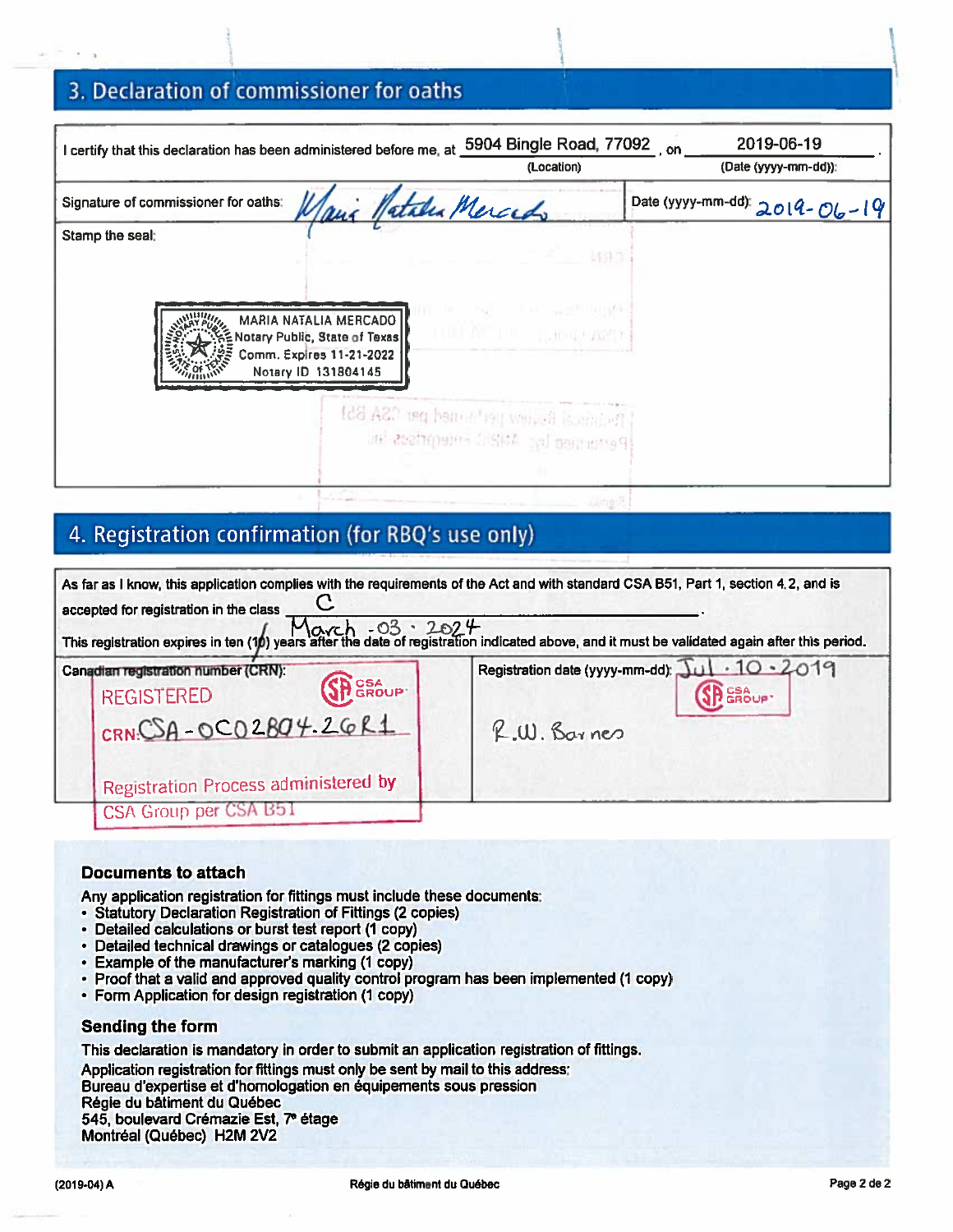## 3. Declaration of commissioner for oaths

I certify that this declaration has been administered before me, at 5904 Bingle Road, 77092 (Location), on 2019-06-19 (Date (yyyy-mm-dd)).

| Signature of commissioner for oaths: Maria Natalia Mercado | Date (yyyy-mm-dd): 2019-06-19 |
|---|---|

Stamp the seal:

MARIA NATALIA MERCADO
Notary Public, State of Texas
Comm. Expires 11-21-2022
Notary ID 131804145

## 4. Registration confirmation (for RBQ's use only)

As far as I know, this application complies with the requirements of the Act and with standard CSA B51, Part 1, section 4.2, and is accepted for registration in the class C.

This registration expires in ten (10) years after the date of registration indicated above, and it must be validated again after this period. March - 03 - 2024

| Canadian registration number (CRN): | Registration date (yyyy-mm-dd): Jul - 10 - 2019 |
|---|---|
| REGISTERED (CSA GROUP) CRN: CSA-0C02804.26R1 Registration Process administered by CSA Group per CSA B51 | (CSA GROUP) R.W. Barnes |

### Documents to attach

Any application registration for fittings must include these documents:

- Statutory Declaration Registration of Fittings (2 copies)
- Detailed calculations or burst test report (1 copy)
- Detailed technical drawings or catalogues (2 copies)
- Example of the manufacturer's marking (1 copy)
- Proof that a valid and approved quality control program has been implemented (1 copy)
- Form Application for design registration (1 copy)

### Sending the form

This declaration is mandatory in order to submit an application registration of fittings.

Application registration for fittings must only be sent by mail to this address:
Bureau d'expertise et d'homologation en équipements sous pression
Régie du bâtiment du Québec
545, boulevard Crémazie Est, 7e étage
Montréal (Québec) H2M 2V2

(2019-04) A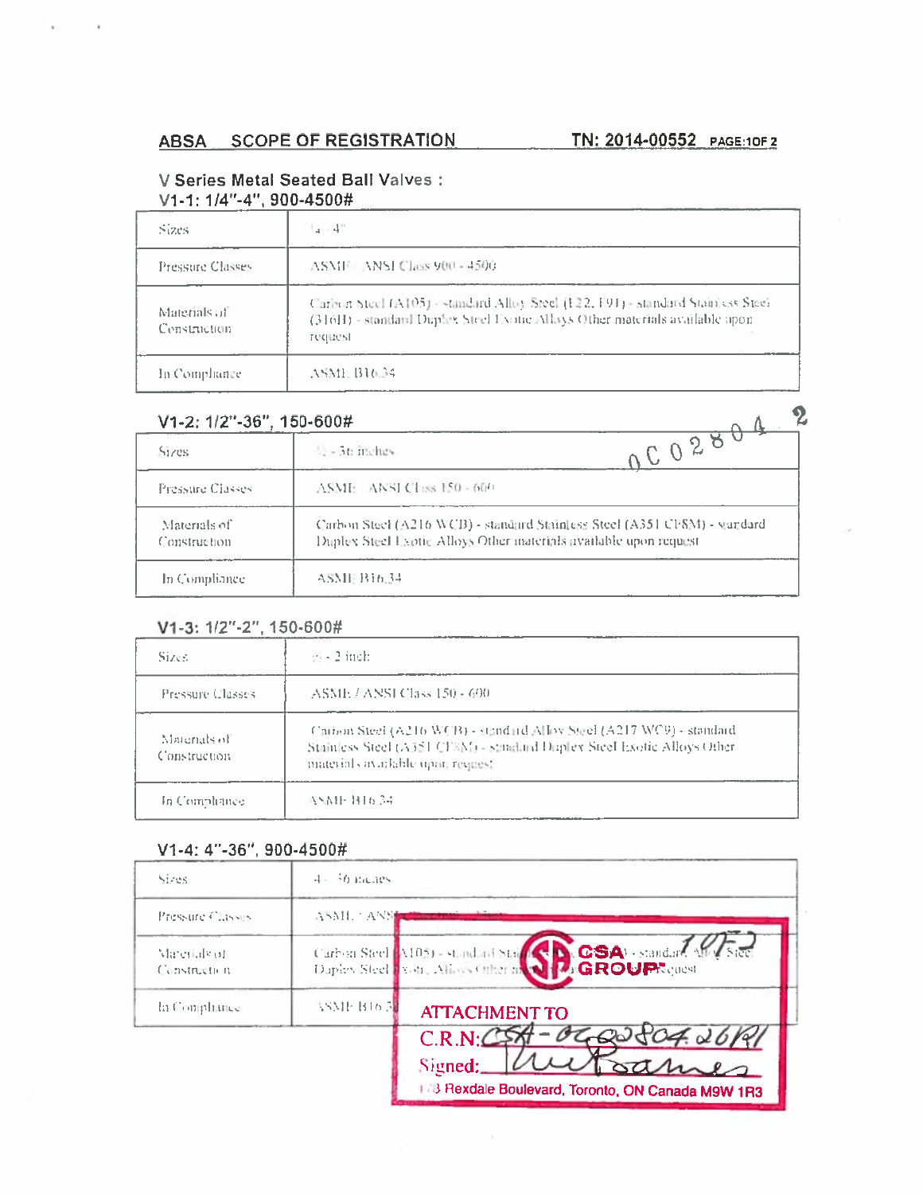## ABSA SCOPE OF REGISTRATION TN: 2014-00552 PAGE:1OF 2

### V Series Metal Seated Ball Valves :
### V1-1: 1/4"-4", 900-4500#

| | |
|---|---|
| Sizes | ¼ - 4" |
| Pressure Classes | ASME / ANSI Class 900 - 4500 |
| Materials of Construction | Carbon Steel (A105) - standard Alloy Steel (F22, F91) - standard Stainless Steel (316H) - standard Duplex Steel Exotic Alloys Other materials available upon request |
| In Compliance | ASME B16.34 |

### V1-2: 1/2"-36", 150-600#

0C02804.2

| | |
|---|---|
| Sizes | ½ - 36 inches |
| Pressure Classes | ASME / ANSI Class 150 - 600 |
| Materials of Construction | Carbon Steel (A216 WCB) - standard Stainless Steel (A351 CF8M) - standard Duplex Steel Exotic Alloys Other materials available upon request |
| In Compliance | ASME B16.34 |

### V1-3: 1/2"-2", 150-600#

| | |
|---|---|
| Sizes | ½ - 2 inch |
| Pressure Classes | ASME / ANSI Class 150 - 600 |
| Materials of Construction | Carbon Steel (A216 WCB) - standard Alloy Steel (A217 WC9) - standard Stainless Steel (A351 CF8M) - standard Duplex Steel Exotic Alloys Other materials available upon request |
| In Compliance | ASME B16.34 |

### V1-4: 4"-36", 900-4500#

| | |
|---|---|
| Sizes | 4 - 36 inches |
| Pressure Classes | ASME / ANSI ... |
| Materials of Construction | Carbon Steel (A105) - standard Sta... - standard Alloy Steel Duplex Steel Exotic Alloys Other ... request |
| In Compliance | ASME B16.34 |

CSA GROUP

1 OF 2

ATTACHMENT TO

C.R.N: CSA - 0C02804.2612I

Signed: [signature]

178 Rexdale Boulevard, Toronto, ON Canada M9W 1R3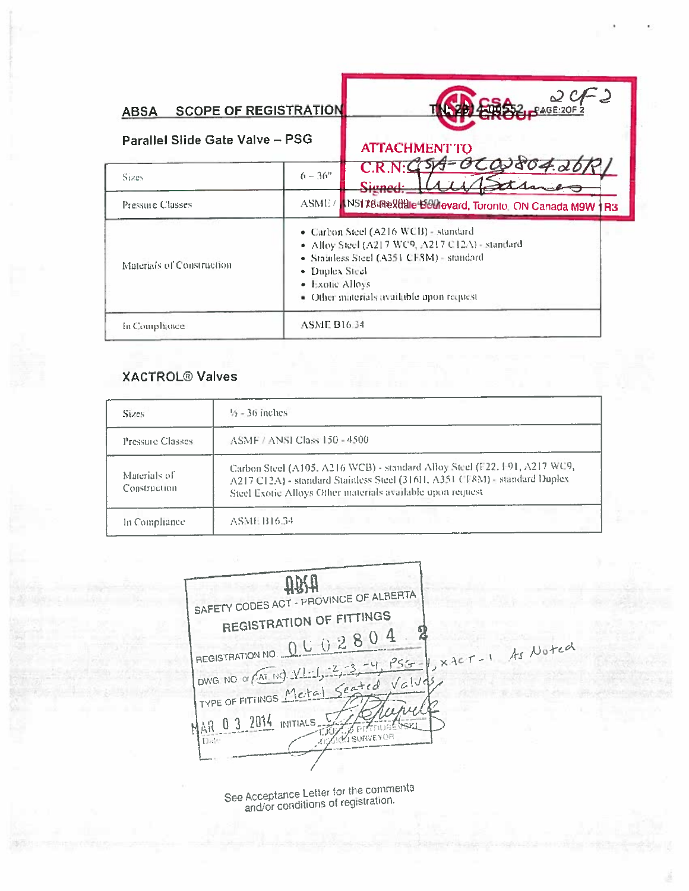## ABSA SCOPE OF REGISTRATION

TN: 2014-08552 PAGE:2OF 2

2 OF 2

CSA GROUP

ATTACHMENT TO
C.R.N: CSA-0C02804.26R1
Signed:
178 Rexdale Boulevard, Toronto, ON Canada M9W 1R3

### Parallel Slide Gate Valve – PSG

| Sizes | 6 – 36" |
|---|---|
| Pressure Classes | ASME / ANSI Class 150 – 4500 |
| Materials of Construction | • Carbon Steel (A216 WCB) - standard<br>• Alloy Steel (A217 WC9, A217 C12A) - standard<br>• Stainless Steel (A351 CF8M) - standard<br>• Duplex Steel<br>• Exotic Alloys<br>• Other materials available upon request |
| In Compliance | ASME B16.34 |

### XACTROL® Valves

| Sizes | ½ - 36 inches |
|---|---|
| Pressure Classes | ASME / ANSI Class 150 - 4500 |
| Materials of Construction | Carbon Steel (A105, A216 WCB) - standard Alloy Steel (F22, F91, A217 WC9, A217 C12A) - standard Stainless Steel (316H, A351 CF8M) - standard Duplex Steel Exotic Alloys Other materials available upon request |
| In Compliance | ASME B16.34 |

ABSA
SAFETY CODES ACT - PROVINCE OF ALBERTA
REGISTRATION OF FITTINGS
REGISTRATION NO. 0C02804.2
DWG NO or CAT. NO. VL-1, -2, -3, -4, PSG-1, XACT-1 As Noted
TYPE OF FITTINGS Metal Seated Valves
MAR 03 2014 INITIALS
Date
DEJAN PETRUSEVSKI
DESIGN SURVEYOR

See Acceptance Letter for the comments and/or conditions of registration.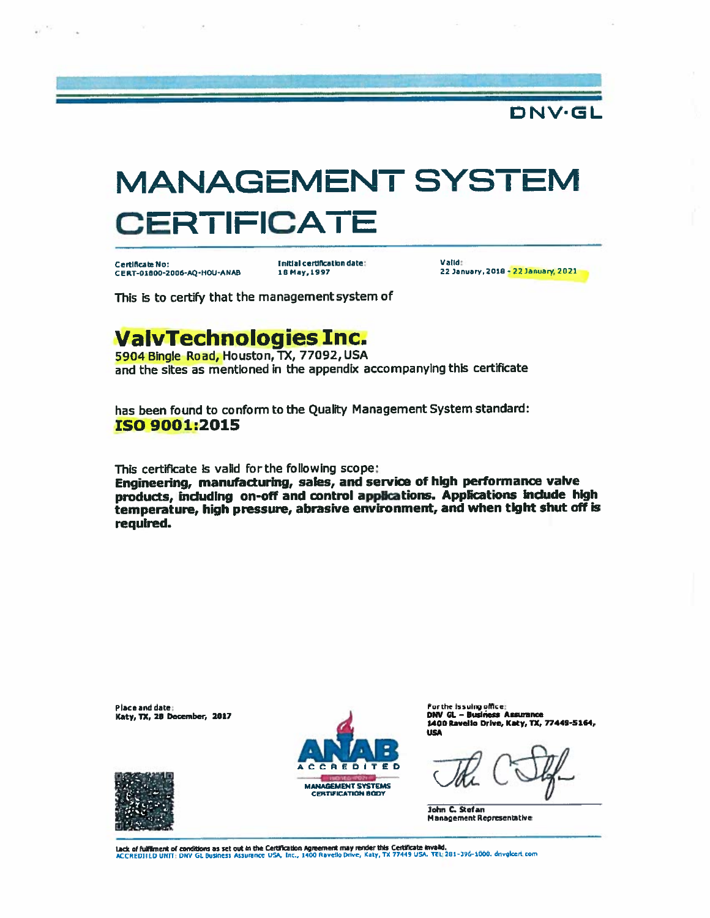DNV·GL

# MANAGEMENT SYSTEM CERTIFICATE

**Certificate No:**
CERT-01800-2006-AQ-HOU-ANAB

**Initial certification date:**
18 May, 1997

**Valid:**
22 January, 2018 - 22 January, 2021

This is to certify that the management system of

## ValvTechnologies Inc.

5904 Bingle Road, Houston, TX, 77092, USA
and the sites as mentioned in the appendix accompanying this certificate

has been found to conform to the Quality Management System standard:

**ISO 9001:2015**

This certificate is valid for the following scope:

**Engineering, manufacturing, sales, and service of high performance valve products, including on-off and control applications. Applications include high temperature, high pressure, abrasive environment, and when tight shut off is required.**

**Place and date:**
Katy, TX, 28 December, 2017

ANAB ACCREDITED
MANAGEMENT SYSTEMS CERTIFICATION BODY

**For the issuing office:**
DNV GL – Business Assurance
1400 Ravello Drive, Katy, TX, 77449-5164, USA

John C. Stefan
Management Representative

Lack of fulfilment of conditions as set out in the Certification Agreement may render this Certificate invalid.
ACCREDITED UNIT: DNV GL Business Assurance USA, Inc., 1400 Ravello Drive, Katy, TX 77449 USA. TEL 281-396-1000. dnvglcert.com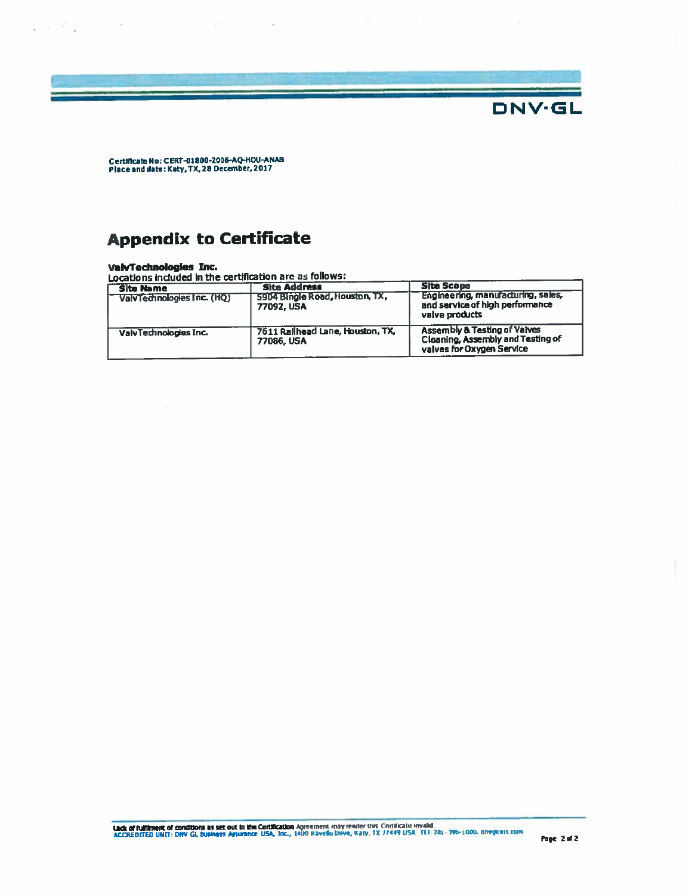DNV·GL

**Certificate No: CERT-01800-2006-AQ-HOU-ANAB**
**Place and date: Katy, TX, 28 December, 2017**

# Appendix to Certificate

**ValvTechnologies Inc.**

Locations included in the certification are as follows:

| Site Name | Site Address | Site Scope |
|---|---|---|
| ValvTechnologies Inc. (HQ) | 5904 Bingle Road, Houston, TX, 77092, USA | Engineering, manufacturing, sales, and service of high performance valve products |
| ValvTechnologies Inc. | 7611 Railhead Lane, Houston, TX, 77086, USA | Assembly & Testing of Valves Cleaning, Assembly and Testing of valves for Oxygen Service |

Lack of fulfilment of conditions as set out in the Certification Agreement may render this Certificate invalid.
ACCREDITED UNIT: DNV GL Business Assurance USA, Inc., 1400 Ravello Drive, Katy, TX 77449 USA TEL 281-396-1000. dnvglcert.com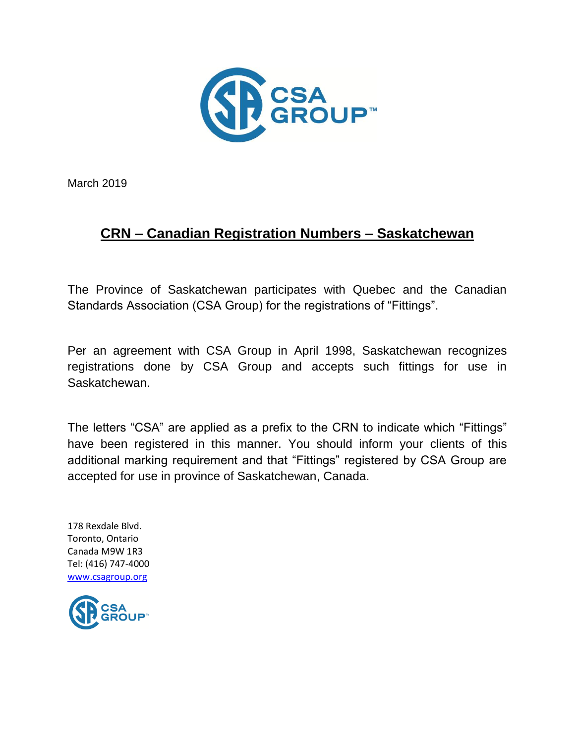March 2019

## CRN – Canadian Registration Numbers – Saskatchewan

The Province of Saskatchewan participates with Quebec and the Canadian Standards Association (CSA Group) for the registrations of "Fittings".

Per an agreement with CSA Group in April 1998, Saskatchewan recognizes registrations done by CSA Group and accepts such fittings for use in Saskatchewan.

The letters "CSA" are applied as a prefix to the CRN to indicate which "Fittings" have been registered in this manner. You should inform your clients of this additional marking requirement and that "Fittings" registered by CSA Group are accepted for use in province of Saskatchewan, Canada.

178 Rexdale Blvd.
Toronto, Ontario
Canada M9W 1R3
Tel: (416) 747-4000
www.csagroup.org